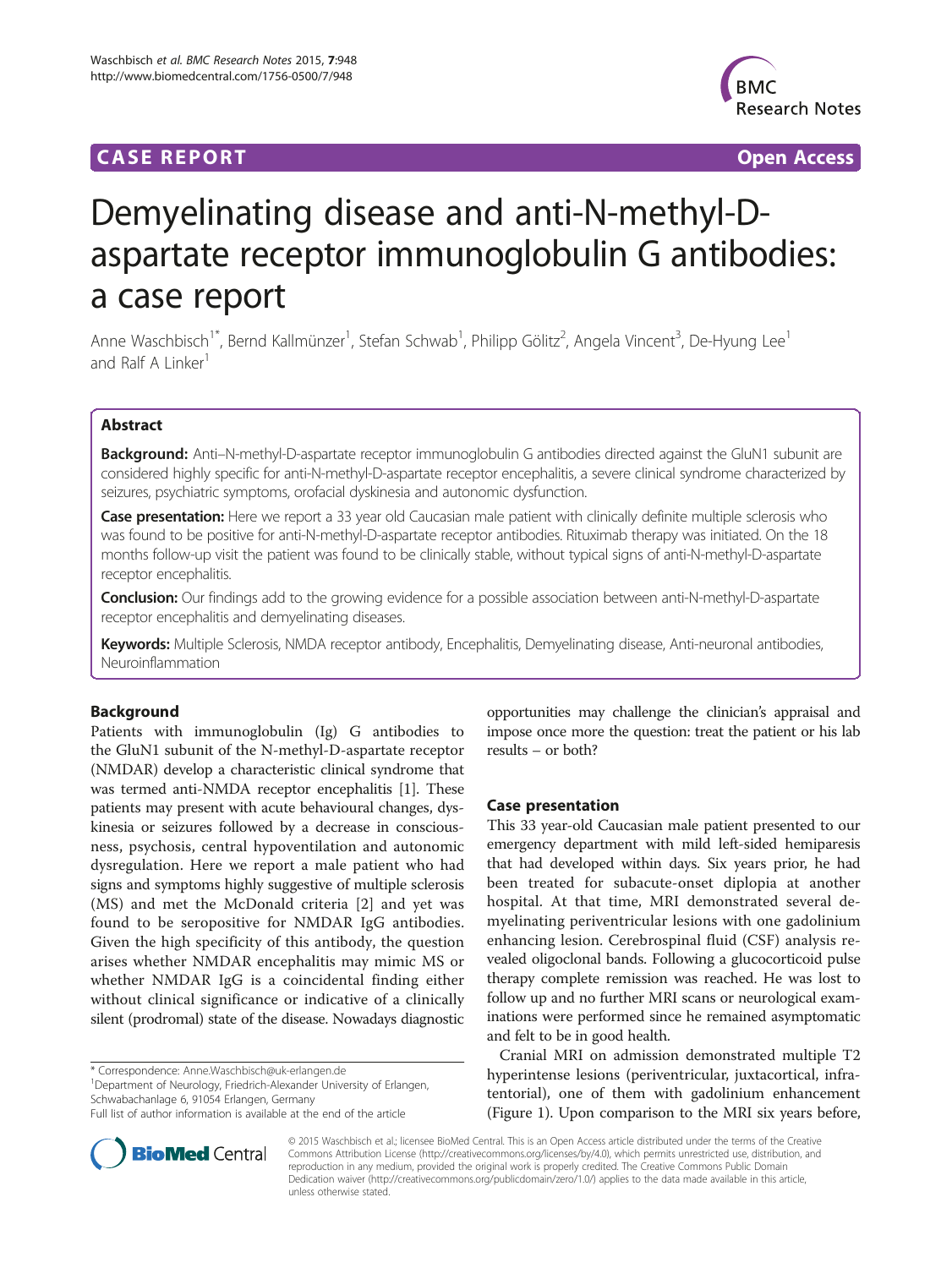**CASE REPORT** **Open Access**

# Demyelinating disease and anti-N-methyl-D-aspartate receptor immunoglobulin G antibodies: a case report

Anne Waschbisch[1*], Bernd Kallmünzer[1], Stefan Schwab[1], Philipp Gölitz[2], Angela Vincent[3], De-Hyung Lee[1] and Ralf A Linker[1]

## Abstract

**Background:** Anti–N-methyl-D-aspartate receptor immunoglobulin G antibodies directed against the GluN1 subunit are considered highly specific for anti-N-methyl-D-aspartate receptor encephalitis, a severe clinical syndrome characterized by seizures, psychiatric symptoms, orofacial dyskinesia and autonomic dysfunction.

**Case presentation:** Here we report a 33 year old Caucasian male patient with clinically definite multiple sclerosis who was found to be positive for anti-N-methyl-D-aspartate receptor antibodies. Rituximab therapy was initiated. On the 18 months follow-up visit the patient was found to be clinically stable, without typical signs of anti-N-methyl-D-aspartate receptor encephalitis.

**Conclusion:** Our findings add to the growing evidence for a possible association between anti-N-methyl-D-aspartate receptor encephalitis and demyelinating diseases.

**Keywords:** Multiple Sclerosis, NMDA receptor antibody, Encephalitis, Demyelinating disease, Anti-neuronal antibodies, Neuroinflammation

## Background

Patients with immunoglobulin (Ig) G antibodies to the GluN1 subunit of the N-methyl-D-aspartate receptor (NMDAR) develop a characteristic clinical syndrome that was termed anti-NMDA receptor encephalitis [1]. These patients may present with acute behavioural changes, dyskinesia or seizures followed by a decrease in consciousness, psychosis, central hypoventilation and autonomic dysregulation. Here we report a male patient who had signs and symptoms highly suggestive of multiple sclerosis (MS) and met the McDonald criteria [2] and yet was found to be seropositive for NMDAR IgG antibodies. Given the high specificity of this antibody, the question arises whether NMDAR encephalitis may mimic MS or whether NMDAR IgG is a coincidental finding either without clinical significance or indicative of a clinically silent (prodromal) state of the disease. Nowadays diagnostic opportunities may challenge the clinician's appraisal and impose once more the question: treat the patient or his lab results – or both?

## Case presentation

This 33 year-old Caucasian male patient presented to our emergency department with mild left-sided hemiparesis that had developed within days. Six years prior, he had been treated for subacute-onset diplopia at another hospital. At that time, MRI demonstrated several demyelinating periventricular lesions with one gadolinium enhancing lesion. Cerebrospinal fluid (CSF) analysis revealed oligoclonal bands. Following a glucocorticoid pulse therapy complete remission was reached. He was lost to follow up and no further MRI scans or neurological examinations were performed since he remained asymptomatic and felt to be in good health.

Cranial MRI on admission demonstrated multiple T2 hyperintense lesions (periventricular, juxtacortical, infratentorial), one of them with gadolinium enhancement (Figure 1). Upon comparison to the MRI six years before,

\* Correspondence: Anne.Waschbisch@uk-erlangen.de
[1]Department of Neurology, Friedrich-Alexander University of Erlangen, Schwabachanlage 6, 91054 Erlangen, Germany
Full list of author information is available at the end of the article

© 2015 Waschbisch et al.; licensee BioMed Central. This is an Open Access article distributed under the terms of the Creative Commons Attribution License (http://creativecommons.org/licenses/by/4.0), which permits unrestricted use, distribution, and reproduction in any medium, provided the original work is properly credited. The Creative Commons Public Domain Dedication waiver (http://creativecommons.org/publicdomain/zero/1.0/) applies to the data made available in this article, unless otherwise stated.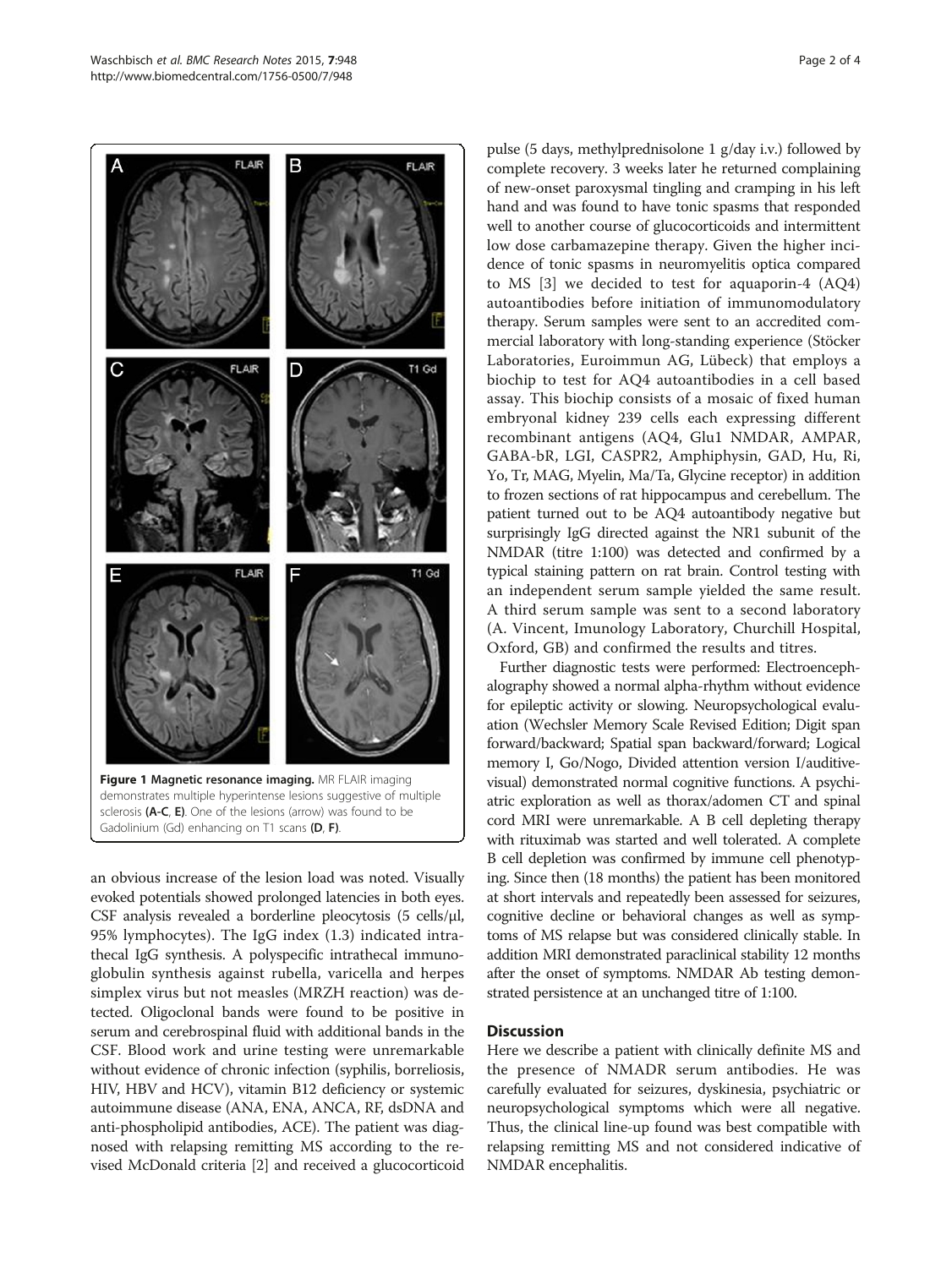Figure 1 **Magnetic resonance imaging.** MR FLAIR imaging demonstrates multiple hyperintense lesions suggestive of multiple sclerosis **(A-C, E)**. One of the lesions (arrow) was found to be Gadolinium (Gd) enhancing on T1 scans **(D, F)**.

an obvious increase of the lesion load was noted. Visually evoked potentials showed prolonged latencies in both eyes. CSF analysis revealed a borderline pleocytosis (5 cells/μl, 95% lymphocytes). The IgG index (1.3) indicated intrathecal IgG synthesis. A polyspecific intrathecal immunoglobulin synthesis against rubella, varicella and herpes simplex virus but not measles (MRZH reaction) was detected. Oligoclonal bands were found to be positive in serum and cerebrospinal fluid with additional bands in the CSF. Blood work and urine testing were unremarkable without evidence of chronic infection (syphilis, borreliosis, HIV, HBV and HCV), vitamin B12 deficiency or systemic autoimmune disease (ANA, ENA, ANCA, RF, dsDNA and anti-phospholipid antibodies, ACE). The patient was diagnosed with relapsing remitting MS according to the revised McDonald criteria [2] and received a glucocorticoid pulse (5 days, methylprednisolone 1 g/day i.v.) followed by complete recovery. 3 weeks later he returned complaining of new-onset paroxysmal tingling and cramping in his left hand and was found to have tonic spasms that responded well to another course of glucocorticoids and intermittent low dose carbamazepine therapy. Given the higher incidence of tonic spasms in neuromyelitis optica compared to MS [3] we decided to test for aquaporin-4 (AQ4) autoantibodies before initiation of immunomodulatory therapy. Serum samples were sent to an accredited commercial laboratory with long-standing experience (Stöcker Laboratories, Euroimmun AG, Lübeck) that employs a biochip to test for AQ4 autoantibodies in a cell based assay. This biochip consists of a mosaic of fixed human embryonal kidney 239 cells each expressing different recombinant antigens (AQ4, Glu1 NMDAR, AMPAR, GABA-bR, LGI, CASPR2, Amphiphysin, GAD, Hu, Ri, Yo, Tr, MAG, Myelin, Ma/Ta, Glycine receptor) in addition to frozen sections of rat hippocampus and cerebellum. The patient turned out to be AQ4 autoantibody negative but surprisingly IgG directed against the NR1 subunit of the NMDAR (titre 1:100) was detected and confirmed by a typical staining pattern on rat brain. Control testing with an independent serum sample yielded the same result. A third serum sample was sent to a second laboratory (A. Vincent, Imunology Laboratory, Churchill Hospital, Oxford, GB) and confirmed the results and titres.

Further diagnostic tests were performed: Electroencephalography showed a normal alpha-rhythm without evidence for epileptic activity or slowing. Neuropsychological evaluation (Wechsler Memory Scale Revised Edition; Digit span forward/backward; Spatial span backward/forward; Logical memory I, Go/Nogo, Divided attention version I/auditive-visual) demonstrated normal cognitive functions. A psychiatric exploration as well as thorax/adomen CT and spinal cord MRI were unremarkable. A B cell depleting therapy with rituximab was started and well tolerated. A complete B cell depletion was confirmed by immune cell phenotyping. Since then (18 months) the patient has been monitored at short intervals and repeatedly been assessed for seizures, cognitive decline or behavioral changes as well as symptoms of MS relapse but was considered clinically stable. In addition MRI demonstrated paraclinical stability 12 months after the onset of symptoms. NMDAR Ab testing demonstrated persistence at an unchanged titre of 1:100.

## Discussion

Here we describe a patient with clinically definite MS and the presence of NMADR serum antibodies. He was carefully evaluated for seizures, dyskinesia, psychiatric or neuropsychological symptoms which were all negative. Thus, the clinical line-up found was best compatible with relapsing remitting MS and not considered indicative of NMDAR encephalitis.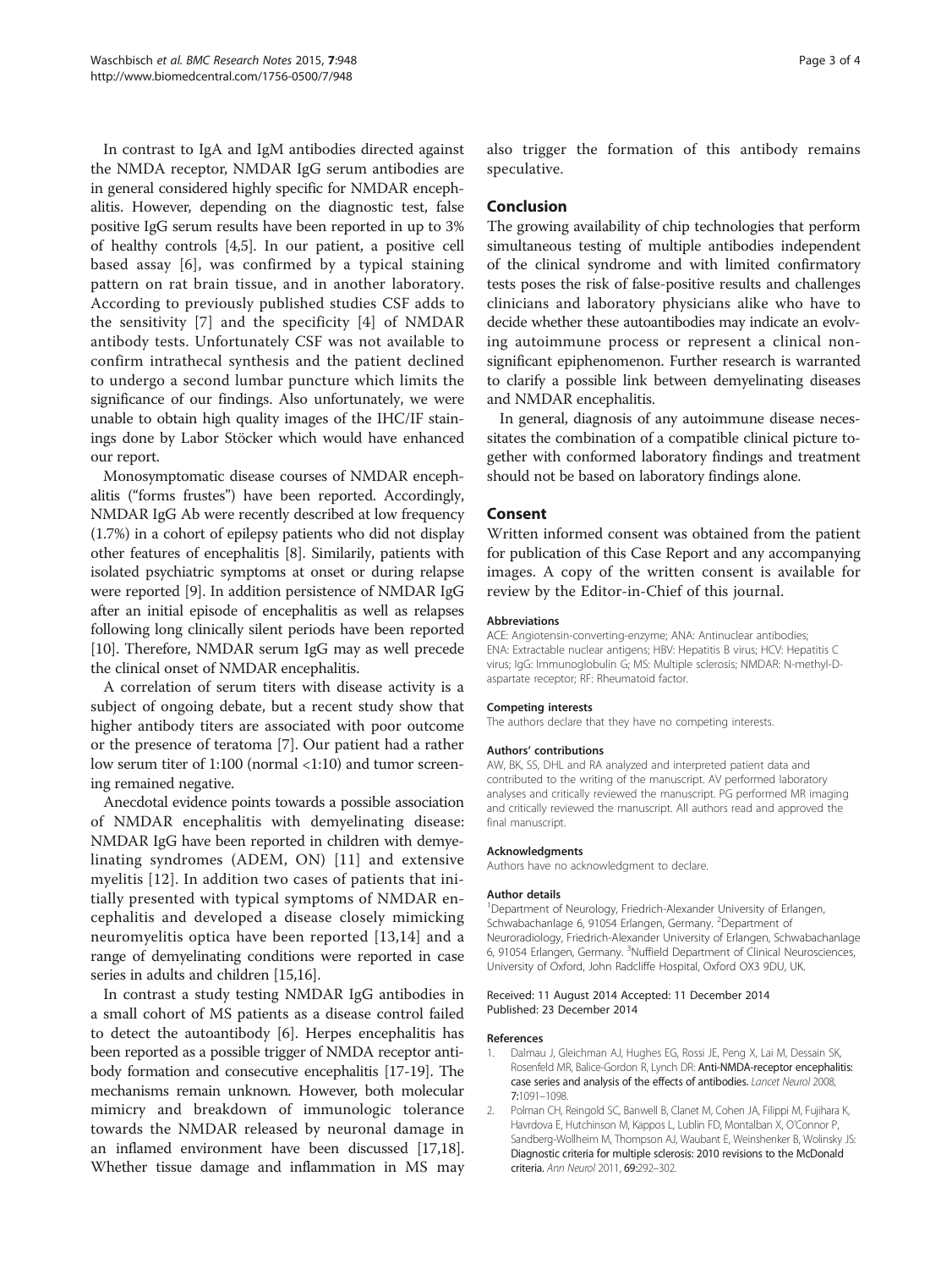In contrast to IgA and IgM antibodies directed against the NMDA receptor, NMDAR IgG serum antibodies are in general considered highly specific for NMDAR encephalitis. However, depending on the diagnostic test, false positive IgG serum results have been reported in up to 3% of healthy controls [4,5]. In our patient, a positive cell based assay [6], was confirmed by a typical staining pattern on rat brain tissue, and in another laboratory. According to previously published studies CSF adds to the sensitivity [7] and the specificity [4] of NMDAR antibody tests. Unfortunately CSF was not available to confirm intrathecal synthesis and the patient declined to undergo a second lumbar puncture which limits the significance of our findings. Also unfortunately, we were unable to obtain high quality images of the IHC/IF stainings done by Labor Stöcker which would have enhanced our report.

Monosymptomatic disease courses of NMDAR encephalitis ("forms frustes") have been reported. Accordingly, NMDAR IgG Ab were recently described at low frequency (1.7%) in a cohort of epilepsy patients who did not display other features of encephalitis [8]. Similarly, patients with isolated psychiatric symptoms at onset or during relapse were reported [9]. In addition persistence of NMDAR IgG after an initial episode of encephalitis as well as relapses following long clinically silent periods have been reported [10]. Therefore, NMDAR serum IgG may as well precede the clinical onset of NMDAR encephalitis.

A correlation of serum titers with disease activity is a subject of ongoing debate, but a recent study show that higher antibody titers are associated with poor outcome or the presence of teratoma [7]. Our patient had a rather low serum titer of 1:100 (normal <1:10) and tumor screening remained negative.

Anecdotal evidence points towards a possible association of NMDAR encephalitis with demyelinating disease: NMDAR IgG have been reported in children with demyelinating syndromes (ADEM, ON) [11] and extensive myelitis [12]. In addition two cases of patients that initially presented with typical symptoms of NMDAR encephalitis and developed a disease closely mimicking neuromyelitis optica have been reported [13,14] and a range of demyelinating conditions were reported in case series in adults and children [15,16].

In contrast a study testing NMDAR IgG antibodies in a small cohort of MS patients as a disease control failed to detect the autoantibody [6]. Herpes encephalitis has been reported as a possible trigger of NMDA receptor antibody formation and consecutive encephalitis [17-19]. The mechanisms remain unknown. However, both molecular mimicry and breakdown of immunologic tolerance towards the NMDAR released by neuronal damage in an inflamed environment have been discussed [17,18]. Whether tissue damage and inflammation in MS may also trigger the formation of this antibody remains speculative.

## Conclusion

The growing availability of chip technologies that perform simultaneous testing of multiple antibodies independent of the clinical syndrome and with limited confirmatory tests poses the risk of false-positive results and challenges clinicians and laboratory physicians alike who have to decide whether these autoantibodies may indicate an evolving autoimmune process or represent a clinical nonsignificant epiphenomenon. Further research is warranted to clarify a possible link between demyelinating diseases and NMDAR encephalitis.

In general, diagnosis of any autoimmune disease necessitates the combination of a compatible clinical picture together with conformed laboratory findings and treatment should not be based on laboratory findings alone.

## Consent

Written informed consent was obtained from the patient for publication of this Case Report and any accompanying images. A copy of the written consent is available for review by the Editor-in-Chief of this journal.

#### Abbreviations

ACE: Angiotensin-converting-enzyme; ANA: Antinuclear antibodies; ENA: Extractable nuclear antigens; HBV: Hepatitis B virus; HCV: Hepatitis C virus; IgG: Immunoglobulin G; MS: Multiple sclerosis; NMDAR: N-methyl-D-aspartate receptor; RF: Rheumatoid factor.

#### Competing interests

The authors declare that they have no competing interests.

#### Authors' contributions

AW, BK, SS, DHL and RA analyzed and interpreted patient data and contributed to the writing of the manuscript. AV performed laboratory analyses and critically reviewed the manuscript. PG performed MR imaging and critically reviewed the manuscript. All authors read and approved the final manuscript.

#### Acknowledgments

Authors have no acknowledgment to declare.

#### Author details

[1]Department of Neurology, Friedrich-Alexander University of Erlangen, Schwabachanlage 6, 91054 Erlangen, Germany. [2]Department of Neuroradiology, Friedrich-Alexander University of Erlangen, Schwabachanlage 6, 91054 Erlangen, Germany. [3]Nuffield Department of Clinical Neurosciences, University of Oxford, John Radcliffe Hospital, Oxford OX3 9DU, UK.

Received: 11 August 2014 Accepted: 11 December 2014
Published: 23 December 2014

#### References

1. Dalmau J, Gleichman AJ, Hughes EG, Rossi JE, Peng X, Lai M, Dessain SK, Rosenfeld MR, Balice-Gordon R, Lynch DR: **Anti-NMDA-receptor encephalitis: case series and analysis of the effects of antibodies.** *Lancet Neurol* 2008, **7:**1091–1098.
2. Polman CH, Reingold SC, Banwell B, Clanet M, Cohen JA, Filippi M, Fujihara K, Havrdova E, Hutchinson M, Kappos L, Lublin FD, Montalban X, O'Connor P, Sandberg-Wollheim M, Thompson AJ, Waubant E, Weinshenker B, Wolinsky JS: **Diagnostic criteria for multiple sclerosis: 2010 revisions to the McDonald criteria.** *Ann Neurol* 2011, **69:**292–302.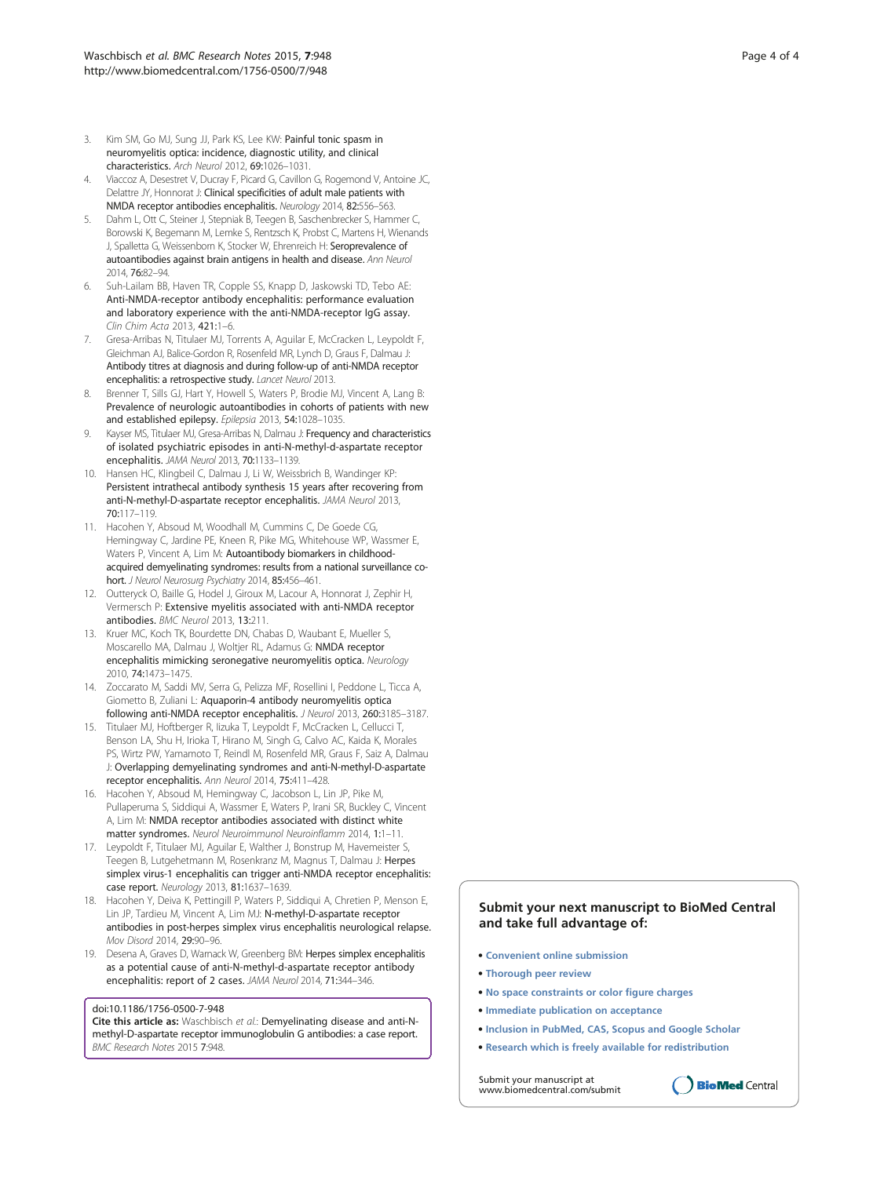3. Kim SM, Go MJ, Sung JJ, Park KS, Lee KW: Painful tonic spasm in neuromyelitis optica: incidence, diagnostic utility, and clinical characteristics. *Arch Neurol* 2012, **69**:1026–1031.
4. Viaccoz A, Desestret V, Ducray F, Picard G, Cavillon G, Rogemond V, Antoine JC, Delattre JY, Honnorat J: Clinical specificities of adult male patients with NMDA receptor antibodies encephalitis. *Neurology* 2014, **82**:556–563.
5. Dahm L, Ott C, Steiner J, Stepniak B, Teegen B, Saschenbrecker S, Hammer C, Borowski K, Begemann M, Lemke S, Rentzsch K, Probst C, Martens H, Wienands J, Spalletta G, Weissenborn K, Stocker W, Ehrenreich H: Seroprevalence of autoantibodies against brain antigens in health and disease. *Ann Neurol* 2014, **76**:82–94.
6. Suh-Lailam BB, Haven TR, Copple SS, Knapp D, Jaskowski TD, Tebo AE: Anti-NMDA-receptor antibody encephalitis: performance evaluation and laboratory experience with the anti-NMDA-receptor IgG assay. *Clin Chim Acta* 2013, **421**:1–6.
7. Gresa-Arribas N, Titulaer MJ, Torrents A, Aguilar E, McCracken L, Leypoldt F, Gleichman AJ, Balice-Gordon R, Rosenfeld MR, Lynch D, Graus F, Dalmau J: Antibody titres at diagnosis and during follow-up of anti-NMDA receptor encephalitis: a retrospective study. *Lancet Neurol* 2013.
8. Brenner T, Sills GJ, Hart Y, Howell S, Waters P, Brodie MJ, Vincent A, Lang B: Prevalence of neurologic autoantibodies in cohorts of patients with new and established epilepsy. *Epilepsia* 2013, **54**:1028–1035.
9. Kayser MS, Titulaer MJ, Gresa-Arribas N, Dalmau J: Frequency and characteristics of isolated psychiatric episodes in anti-N-methyl-d-aspartate receptor encephalitis. *JAMA Neurol* 2013, **70**:1133–1139.
10. Hansen HC, Klingbeil C, Dalmau J, Li W, Weissbrich B, Wandinger KP: Persistent intrathecal antibody synthesis 15 years after recovering from anti-N-methyl-D-aspartate receptor encephalitis. *JAMA Neurol* 2013, **70**:117–119.
11. Hacohen Y, Absoud M, Woodhall M, Cummins C, De Goede CG, Hemingway C, Jardine PE, Kneen R, Pike MG, Whitehouse WP, Wassmer E, Waters P, Vincent A, Lim M: Autoantibody biomarkers in childhood-acquired demyelinating syndromes: results from a national surveillance cohort. *J Neurol Neurosurg Psychiatry* 2014, **85**:456–461.
12. Outteryck O, Baille G, Hodel J, Giroux M, Lacour A, Honnorat J, Zephir H, Vermersch P: Extensive myelitis associated with anti-NMDA receptor antibodies. *BMC Neurol* 2013, **13**:211.
13. Kruer MC, Koch TK, Bourdette DN, Chabas D, Waubant E, Mueller S, Moscarello MA, Dalmau J, Woltjer RL, Adamus G: NMDA receptor encephalitis mimicking seronegative neuromyelitis optica. *Neurology* 2010, **74**:1473–1475.
14. Zoccarato M, Saddi MV, Serra G, Pelizza MF, Rosellini I, Peddone L, Ticca A, Giometto B, Zuliani L: Aquaporin-4 antibody neuromyelitis optica following anti-NMDA receptor encephalitis. *J Neurol* 2013, **260**:3185–3187.
15. Titulaer MJ, Hoftberger R, Iizuka T, Leypoldt F, McCracken L, Cellucci T, Benson LA, Shu H, Irioka T, Hirano M, Singh G, Calvo AC, Kaida K, Morales PS, Wirtz PW, Yamamoto T, Reindl M, Rosenfeld MR, Graus F, Saiz A, Dalmau J: Overlapping demyelinating syndromes and anti-N-methyl-D-aspartate receptor encephalitis. *Ann Neurol* 2014, **75**:411–428.
16. Hacohen Y, Absoud M, Hemingway C, Jacobson L, Lin JP, Pike M, Pullaperuma S, Siddiqui A, Wassmer E, Waters P, Irani SR, Buckley C, Vincent A, Lim M: NMDA receptor antibodies associated with distinct white matter syndromes. *Neurol Neuroimmunol Neuroinflamm* 2014, **1**:1–11.
17. Leypoldt F, Titulaer MJ, Aguilar E, Walther J, Bonstrup M, Havemeister S, Teegen B, Lutgehetmann M, Rosenkranz M, Magnus T, Dalmau J: Herpes simplex virus-1 encephalitis can trigger anti-NMDA receptor encephalitis: case report. *Neurology* 2013, **81**:1637–1639.
18. Hacohen Y, Deiva K, Pettingill P, Waters P, Siddiqui A, Chretien P, Menson E, Lin JP, Tardieu M, Vincent A, Lim MJ: N-methyl-D-aspartate receptor antibodies in post-herpes simplex virus encephalitis neurological relapse. *Mov Disord* 2014, **29**:90–96.
19. Desena A, Graves D, Warnack W, Greenberg BM: Herpes simplex encephalitis as a potential cause of anti-N-methyl-d-aspartate receptor antibody encephalitis: report of 2 cases. *JAMA Neurol* 2014, **71**:344–346.

doi:10.1186/1756-0500-7-948
**Cite this article as:** Waschbisch *et al.*: Demyelinating disease and anti-N-methyl-D-aspartate receptor immunoglobulin G antibodies: a case report. *BMC Research Notes* 2015 **7**:948.

**Submit your next manuscript to BioMed Central and take full advantage of:**

- **Convenient online submission**
- **Thorough peer review**
- **No space constraints or color figure charges**
- **Immediate publication on acceptance**
- **Inclusion in PubMed, CAS, Scopus and Google Scholar**
- **Research which is freely available for redistribution**

Submit your manuscript at
www.biomedcentral.com/submit

BioMed Central